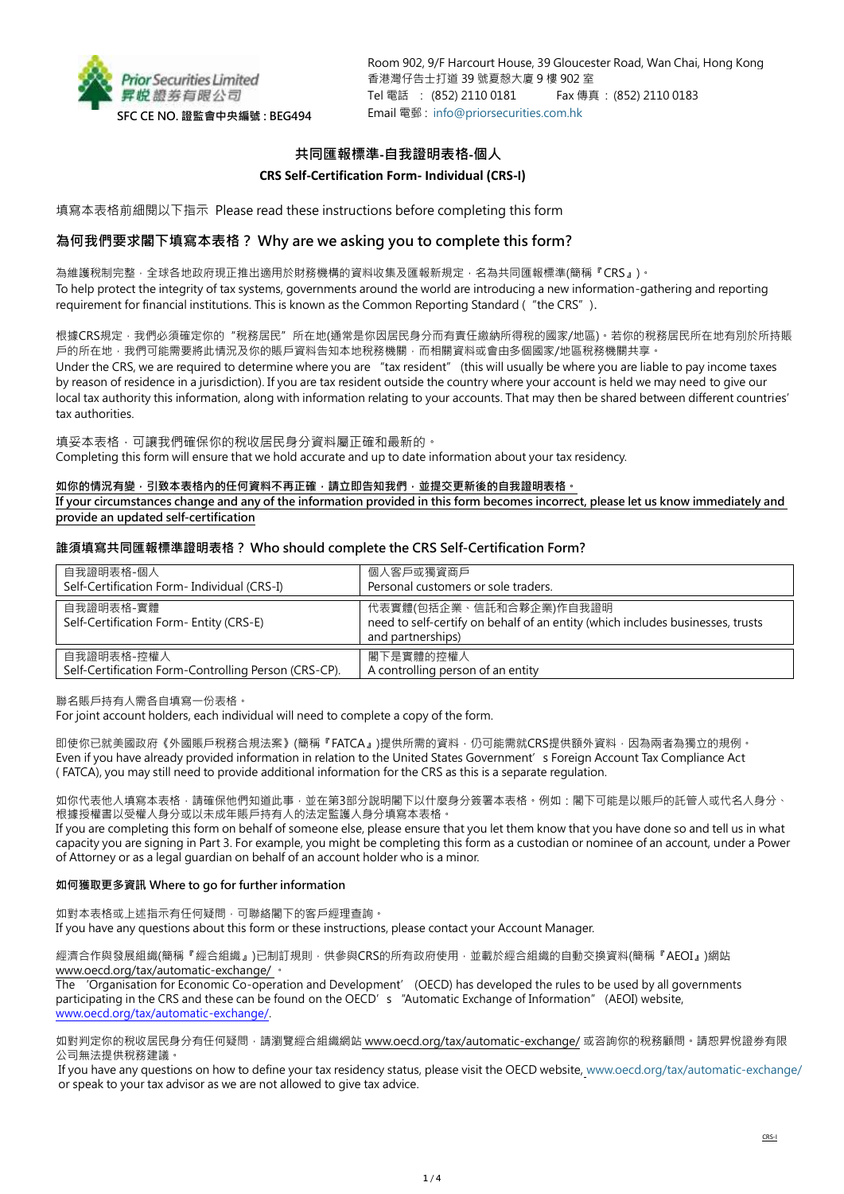Prior Securities Limited
昇悅證券有限公司
SFC CE NO. 證監會中央編號 : BEG494

Room 902, 9/F Harcourt House, 39 Gloucester Road, Wan Chai, Hong Kong
香港灣仔告士打道 39 號夏愨大廈 9 樓 902 室
Tel 電話 ： (852) 2110 0181　　Fax 傳真 ： (852) 2110 0183
Email 電郵 : info@priorsecurities.com.hk

# 共同匯報標準-自我證明表格-個人
# CRS Self-Certification Form- Individual (CRS-I)

填寫本表格前細閱以下指示 Please read these instructions before completing this form

## 為何我們要求閣下填寫本表格？ Why are we asking you to complete this form?

為維護稅制完整，全球各地政府現正推出適用於財務機構的資料收集及匯報新規定，名為共同匯報標準(簡稱『CRS』)。
To help protect the integrity of tax systems, governments around the world are introducing a new information-gathering and reporting requirement for financial institutions. This is known as the Common Reporting Standard ("the CRS").

根據CRS規定，我們必須確定你的"稅務居民"所在地(通常是你因居民身分而有責任繳納所得稅的國家/地區)。若你的稅務居民所在地有別於所持賬戶的所在地，我們可能需要將此情況及你的賬戶資料告知本地稅務機關，而相關資料或會由多個國家/地區稅務機關共享。
Under the CRS, we are required to determine where you are "tax resident" (this will usually be where you are liable to pay income taxes by reason of residence in a jurisdiction). If you are tax resident outside the country where your account is held we may need to give our local tax authority this information, along with information relating to your accounts. That may then be shared between different countries' tax authorities.

填妥本表格，可讓我們確保你的稅收居民身分資料屬正確和最新的。
Completing this form will ensure that we hold accurate and up to date information about your tax residency.

**如你的情況有變，引致本表格內的任何資料不再正確，請立即告知我們，並提交更新後的自我證明表格。**
**If your circumstances change and any of the information provided in this form becomes incorrect, please let us know immediately and provide an updated self-certification**

## 誰須填寫共同匯報標準證明表格？ Who should complete the CRS Self-Certification Form?

| 自我證明表格-個人<br>Self-Certification Form- Individual (CRS-I) | 個人客戶或獨資商戶<br>Personal customers or sole traders. |
|---|---|
| 自我證明表格-實體<br>Self-Certification Form- Entity (CRS-E) | 代表實體(包括企業、信託和合夥企業)作自我證明<br>need to self-certify on behalf of an entity (which includes businesses, trusts and partnerships) |
| 自我證明表格-控權人<br>Self-Certification Form-Controlling Person (CRS-CP). | 閣下是實體的控權人<br>A controlling person of an entity |

聯名賬戶持有人需各自填寫一份表格。
For joint account holders, each individual will need to complete a copy of the form.

即使你已就美國政府《外國賬戶稅務合規法案》(簡稱『FATCA』)提供所需的資料，仍可能需就CRS提供額外資料，因為兩者為獨立的規例。
Even if you have already provided information in relation to the United States Government's Foreign Account Tax Compliance Act (FATCA), you may still need to provide additional information for the CRS as this is a separate regulation.

如你代表他人填寫本表格，請確保他們知道此事，並在第3部分說明閣下以什麼身分簽署本表格。例如：閣下可能是以賬戶的託管人或代名人身分、根據授權書以受權人身分或以未成年賬戶持有人的法定監護人身分填寫本表格。
If you are completing this form on behalf of someone else, please ensure that you let them know that you have done so and tell us in what capacity you are signing in Part 3. For example, you might be completing this form as a custodian or nominee of an account, under a Power of Attorney or as a legal guardian on behalf of an account holder who is a minor.

### 如何獲取更多資訊 Where to go for further information

如對本表格或上述指示有任何疑問，可聯絡閣下的客戶經理查詢。
If you have any questions about this form or these instructions, please contact your Account Manager.

經濟合作與發展組織(簡稱『經合組織』)已制訂規則，供參與CRS的所有政府使用，並載於經合組織的自動交換資料(簡稱『AEOI』)網站 www.oecd.org/tax/automatic-exchange/ 。
The 'Organisation for Economic Co-operation and Development' (OECD) has developed the rules to be used by all governments participating in the CRS and these can be found on the OECD's "Automatic Exchange of Information" (AEOI) website, www.oecd.org/tax/automatic-exchange/.

如對判定你的稅收居民身分有任何疑問，請瀏覽經合組織網站 www.oecd.org/tax/automatic-exchange/ 或咨詢你的稅務顧問。請恕昇悅證券有限公司無法提供稅務建議。
If you have any questions on how to define your tax residency status, please visit the OECD website, www.oecd.org/tax/automatic-exchange/ or speak to your tax advisor as we are not allowed to give tax advice.

CRS-I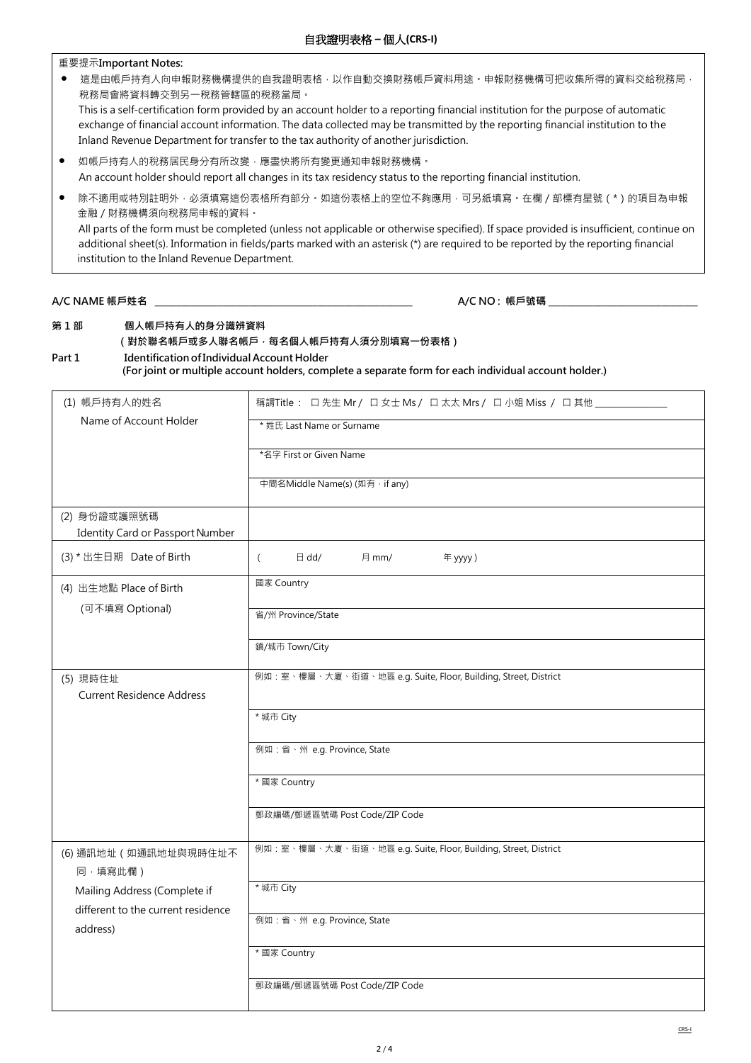## 自我證明表格 – 個人(CRS-I)

重要提示**Important Notes:**

- 這是由帳戶持有人向申報財務機構提供的自我證明表格，以作自動交換財務帳戶資料用途。申報財務機構可把收集所得的資料交給稅務局，稅務局會將資料轉交到另一稅務管轄區的稅務當局。
  This is a self-certification form provided by an account holder to a reporting financial institution for the purpose of automatic exchange of financial account information. The data collected may be transmitted by the reporting financial institution to the Inland Revenue Department for transfer to the tax authority of another jurisdiction.
- 如帳戶持有人的稅務居民身分有所改變，應盡快將所有變更通知申報財務機構。
  An account holder should report all changes in its tax residency status to the reporting financial institution.
- 除不適用或特別註明外，必須填寫這份表格所有部分。如這份表格上的空位不夠應用，可另紙填寫。在欄／部標有星號（*）的項目為申報金融／財務機構須向稅務局申報的資料。
  All parts of the form must be completed (unless not applicable or otherwise specified). If space provided is insufficient, continue on additional sheet(s). Information in fields/parts marked with an asterisk (*) are required to be reported by the reporting financial institution to the Inland Revenue Department.

**A/C NAME 帳戶姓名** ______________________ **A/C NO： 帳戶號碼** ______________________

**第 1 部　　個人帳戶持有人的身分識辨資料**
**（對於聯名帳戶或多人聯名帳戶，每名個人帳戶持有人須分別填寫一份表格）**

**Part 1　　Identification of Individual Account Holder**
**(For joint or multiple account holders, complete a separate form for each individual account holder.)**

| | |
|---|---|
| (1) 帳戶持有人的姓名<br>Name of Account Holder | 稱謂Title： ☐ 先生 Mr / ☐ 女士 Ms / ☐ 太太 Mrs / ☐ 小姐 Miss / ☐ 其他 ____________ |
| | * 姓氏 Last Name or Surname |
| | *名字 First or Given Name |
| | 中間名Middle Name(s) (如有，if any) |
| (2) 身份證或護照號碼<br>Identity Card or Passport Number | |
| (3) * 出生日期 Date of Birth | ( 日 dd/ 月 mm/ 年 yyyy ) |
| (4) 出生地點 Place of Birth<br>(可不填寫 Optional) | 國家 Country |
| | 省/州 Province/State |
| | 鎮/城市 Town/City |
| (5) 現時住址<br>Current Residence Address | 例如：室、樓層、大廈、街道、地區 e.g. Suite, Floor, Building, Street, District |
| | * 城市 City |
| | 例如：省、州 e.g. Province, State |
| | * 國家 Country |
| | 郵政編碼/郵遞區號碼 Post Code/ZIP Code |
| (6) 通訊地址（如通訊地址與現時住址不同，填寫此欄）<br>Mailing Address (Complete if different to the current residence address) | 例如：室、樓層、大廈、街道、地區 e.g. Suite, Floor, Building, Street, District |
| | * 城市 City |
| | 例如：省、州 e.g. Province, State |
| | * 國家 Country |
| | 郵政編碼/郵遞區號碼 Post Code/ZIP Code |

CRS-I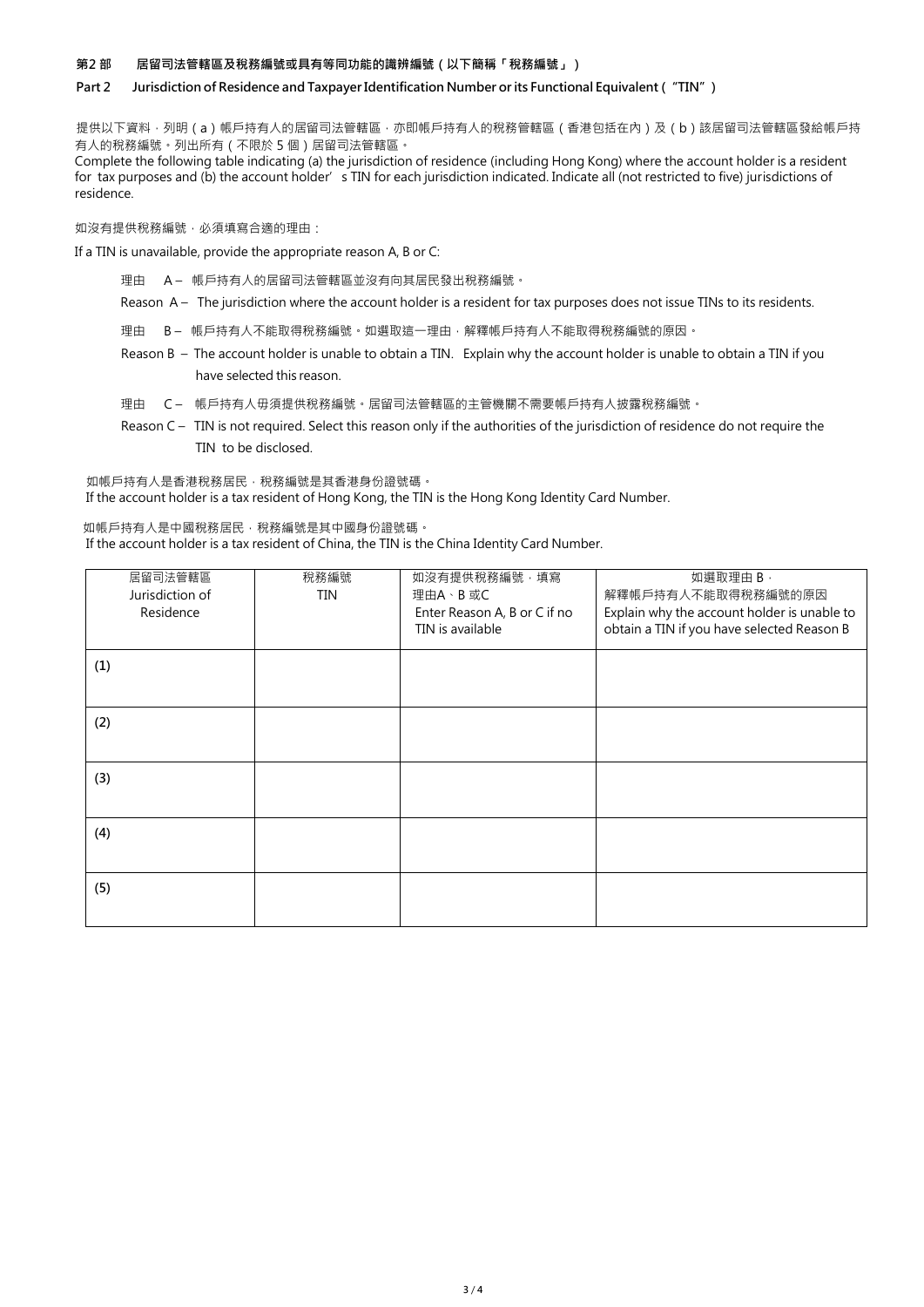**第2 部　居留司法管轄區及稅務編號或具有等同功能的識辨編號（以下簡稱「稅務編號」）**

**Part 2　Jurisdiction of Residence and Taxpayer Identification Number or its Functional Equivalent ("TIN")**

提供以下資料，列明（a）帳戶持有人的居留司法管轄區，亦即帳戶持有人的稅務管轄區（香港包括在內）及（b）該居留司法管轄區發給帳戶持有人的稅務編號。列出所有（不限於 5 個）居留司法管轄區。

Complete the following table indicating (a) the jurisdiction of residence (including Hong Kong) where the account holder is a resident for tax purposes and (b) the account holder's TIN for each jurisdiction indicated. Indicate all (not restricted to five) jurisdictions of residence.

如沒有提供稅務編號，必須填寫合適的理由：

If a TIN is unavailable, provide the appropriate reason A, B or C:

理由　A – 帳戶持有人的居留司法管轄區並沒有向其居民發出稅務編號。

Reason A – The jurisdiction where the account holder is a resident for tax purposes does not issue TINs to its residents.

理由　B – 帳戶持有人不能取得稅務編號。如選取這一理由，解釋帳戶持有人不能取得稅務編號的原因。

Reason B – The account holder is unable to obtain a TIN. Explain why the account holder is unable to obtain a TIN if you have selected this reason.

理由　C – 帳戶持有人毋須提供稅務編號。居留司法管轄區的主管機關不需要帳戶持有人披露稅務編號。

Reason C – TIN is not required. Select this reason only if the authorities of the jurisdiction of residence do not require the TIN to be disclosed.

如帳戶持有人是香港稅務居民，稅務編號是其香港身份證號碼。

If the account holder is a tax resident of Hong Kong, the TIN is the Hong Kong Identity Card Number.

如帳戶持有人是中國稅務居民，稅務編號是其中國身份證號碼。

If the account holder is a tax resident of China, the TIN is the China Identity Card Number.

| 居留司法管轄區 Jurisdiction of Residence | 稅務編號 TIN | 如沒有提供稅務編號，填寫理由A、B 或C Enter Reason A, B or C if no TIN is available | 如選取理由 B，解釋帳戶持有人不能取得稅務編號的原因 Explain why the account holder is unable to obtain a TIN if you have selected Reason B |
|---|---|---|---|
| (1) | | | |
| (2) | | | |
| (3) | | | |
| (4) | | | |
| (5) | | | |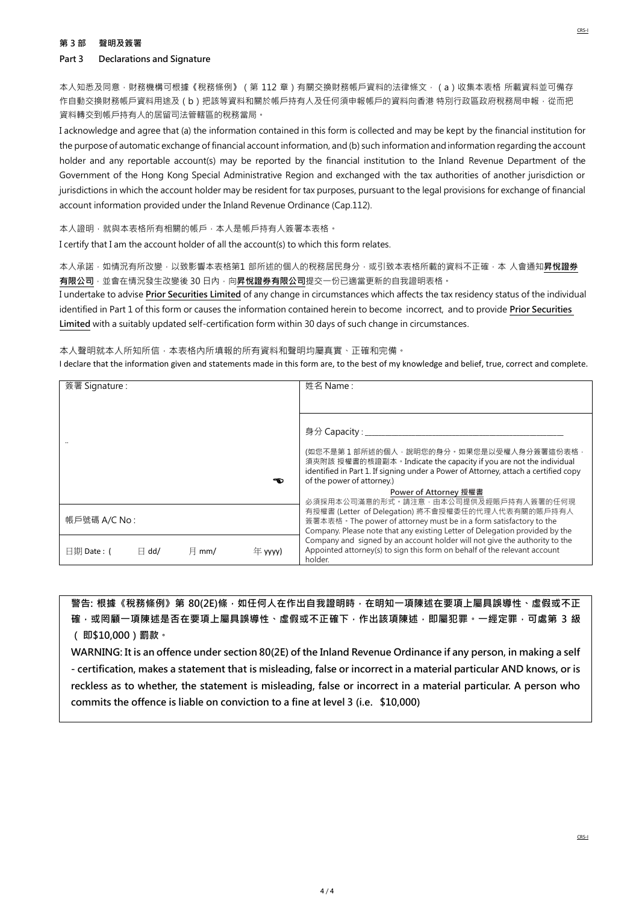## 第 3 部 聲明及簽署

## Part 3 Declarations and Signature

本人知悉及同意，財務機構可根據《稅務條例》（第 112 章）有關交換財務帳戶資料的法律條文，（a）收集本表格 所載資料並可備存作自動交換財務帳戶資料用途及（b）把該等資料和關於帳戶持有人及任何須申報帳戶的資料向香港 特別行政區政府稅務局申報，從而把資料轉交到帳戶持有人的居留司法管轄區的稅務當局。

I acknowledge and agree that (a) the information contained in this form is collected and may be kept by the financial institution for the purpose of automatic exchange of financial account information, and (b) such information and information regarding the account holder and any reportable account(s) may be reported by the financial institution to the Inland Revenue Department of the Government of the Hong Kong Special Administrative Region and exchanged with the tax authorities of another jurisdiction or jurisdictions in which the account holder may be resident for tax purposes, pursuant to the legal provisions for exchange of financial account information provided under the Inland Revenue Ordinance (Cap.112).

本人證明，就與本表格所有相關的帳戶，本人是帳戶持有人簽署本表格。

I certify that I am the account holder of all the account(s) to which this form relates.

本人承諾，如情況有所改變，以致影響本表格第1 部所述的個人的稅務居民身分，或引致本表格所載的資料不正確，本 人會通知**昇悅證券有限公司**，並會在情況發生改變後 30 日內，向**昇悅證券有限公司**提交一份已適當更新的自我證明表格。

I undertake to advise **Prior Securities Limited** of any change in circumstances which affects the tax residency status of the individual identified in Part 1 of this form or causes the information contained herein to become incorrect, and to provide **Prior Securities Limited** with a suitably updated self-certification form within 30 days of such change in circumstances.

本人聲明就本人所知所信，本表格內所填報的所有資料和聲明均屬真實、正確和完備。

I declare that the information given and statements made in this form are, to the best of my knowledge and belief, true, correct and complete.

| | |
|---|---|
| 簽署 Signature : | 姓名 Name : |
| .. ☜ | 身分 Capacity : ______________________<br>(如您不是第 1 部所述的個人，說明您的身分。如果您是以受權人身分簽署這份表格，須夾附該 授權書的核證副本。Indicate the capacity if you are not the individual identified in Part 1. If signing under a Power of Attorney, attach a certified copy of the power of attorney.)<br>**Power of Attorney 授權書**<br>必須採用本公司滿意的形式。請注意，由本公司提供及經賬戶持有人簽署的任何現有授權書 (Letter of Delegation) 將不會授權委任的代理人代表有關的賬戶持有人簽署本表格。The power of attorney must be in a form satisfactory to the Company. Please note that any existing Letter of Delegation provided by the Company and signed by an account holder will not give the authority to the Appointed attorney(s) to sign this form on behalf of the relevant account holder. |
| 帳戶號碼 A/C No : | |
| 日期 Date : ( 日 dd/ 月 mm/ 年 yyyy) | |

**警告: 根據《稅務條例》第 80(2E)條，如任何人在作出自我證明時，在明知一項陳述在要項上屬具誤導性、虛假或不正確，或罔顧一項陳述是否在要項上屬具誤導性、虛假或不正確下，作出該項陳述，即屬犯罪。一經定罪，可處第 3 級（ 即$10,000）罰款。**

**WARNING: It is an offence under section 80(2E) of the Inland Revenue Ordinance if any person, in making a self - certification, makes a statement that is misleading, false or incorrect in a material particular AND knows, or is reckless as to whether, the statement is misleading, false or incorrect in a material particular. A person who commits the offence is liable on conviction to a fine at level 3 (i.e. $10,000)**